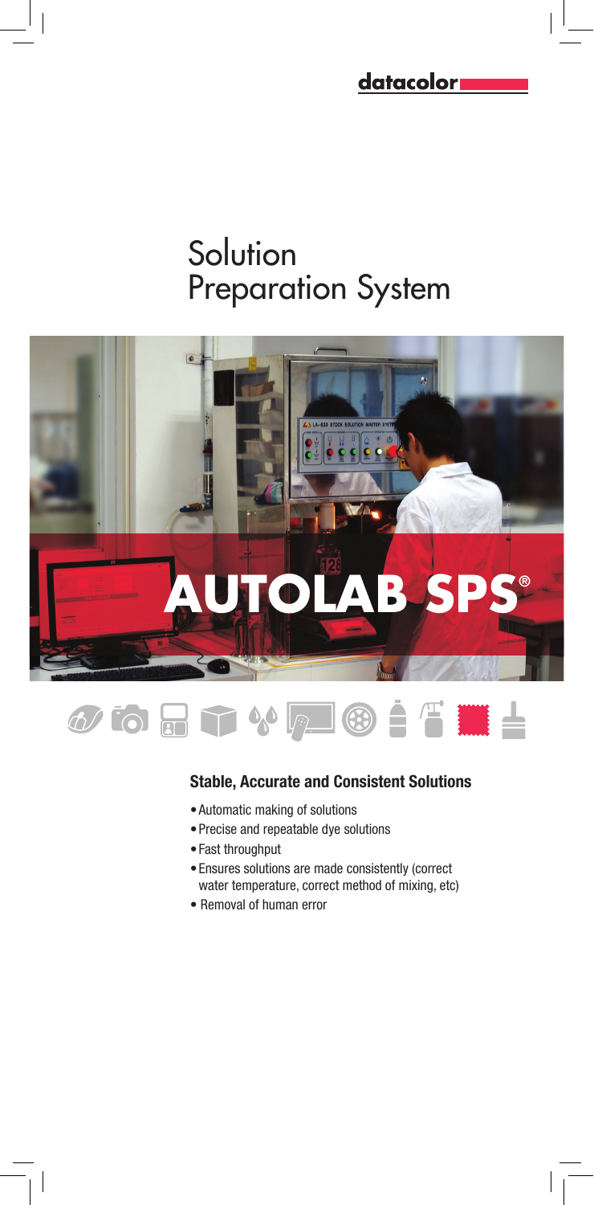datacolor

# Solution Preparation System

# AUTOLAB SPS®

### Stable, Accurate and Consistent Solutions

- Automatic making of solutions
- Precise and repeatable dye solutions
- Fast throughput
- Ensures solutions are made consistently (correct water temperature, correct method of mixing, etc)
- Removal of human error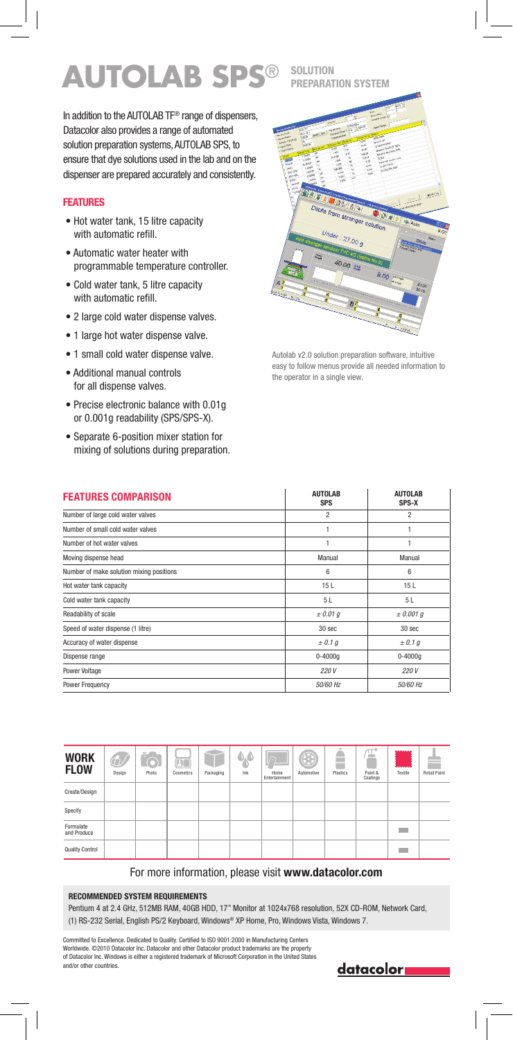# AUTOLAB SPS® SOLUTION PREPARATION SYSTEM

In addition to the AUTOLAB TF® range of dispensers, Datacolor also provides a range of automated solution preparation systems, AUTOLAB SPS, to ensure that dye solutions used in the lab and on the dispenser are prepared accurately and consistently.

## FEATURES

- Hot water tank, 15 litre capacity with automatic refill.
- Automatic water heater with programmable temperature controller.
- Cold water tank, 5 litre capacity with automatic refill.
- 2 large cold water dispense valves.
- 1 large hot water dispense valve.
- 1 small cold water dispense valve.
- Additional manual controls for all dispense valves.
- Precise electronic balance with 0.01g or 0.001g readability (SPS/SPS-X).
- Separate 6-position mixer station for mixing of solutions during preparation.

Autolab v2.0 solution preparation software, intuitive easy to follow menus provide all needed information to the operator in a single view.

| FEATURES COMPARISON | AUTOLAB SPS | AUTOLAB SPS-X |
|---|---|---|
| Number of large cold water valves | 2 | 2 |
| Number of small cold water valves | 1 | 1 |
| Number of hot water valves | 1 | 1 |
| Moving dispense head | Manual | Manual |
| Number of make solution mixing positions | 6 | 6 |
| Hot water tank capacity | 15 L | 15 L |
| Cold water tank capacity | 5 L | 5 L |
| Readability of scale | ± 0.01 g | ± 0.001 g |
| Speed of water dispense (1 litre) | 30 sec | 30 sec |
| Accuracy of water dispense | ± 0.1 g | ± 0.1 g |
| Dispense range | 0-4000g | 0-4000g |
| Power Voltage | 220 V | 220 V |
| Power Frequency | 50/60 Hz | 50/60 Hz |

| WORK FLOW | Design | Photo | Cosmetics | Packaging | Ink | Home Entertainment | Automotive | Plastics | Paint & Coatings | Textile | Retail Paint |
|---|---|---|---|---|---|---|---|---|---|---|---|
| Create/Design | | | | | | | | | | | |
| Specify | | | | | | | | | | | |
| Formulate and Produce | | | | | | | | | | ■ | |
| Quality Control | | | | | | | | | | ■ | |

For more information, please visit **www.datacolor.com**

**RECOMMENDED SYSTEM REQUIREMENTS**

Pentium 4 at 2.4 GHz, 512MB RAM, 40GB HDD, 17" Monitor at 1024x768 resolution, 52X CD-ROM, Network Card, (1) RS-232 Serial, English PS/2 Keyboard, Windows® XP Home, Pro, Windows Vista, Windows 7.

Committed to Excellence. Dedicated to Quality. Certified to ISO 9001:2000 in Manufacturing Centers Worldwide. ©2010 Datacolor Inc. Datacolor and other Datacolor product trademarks are the property of Datacolor Inc. Windows is either a registered trademark of Microsoft Corporation in the United States and/or other countries.

datacolor